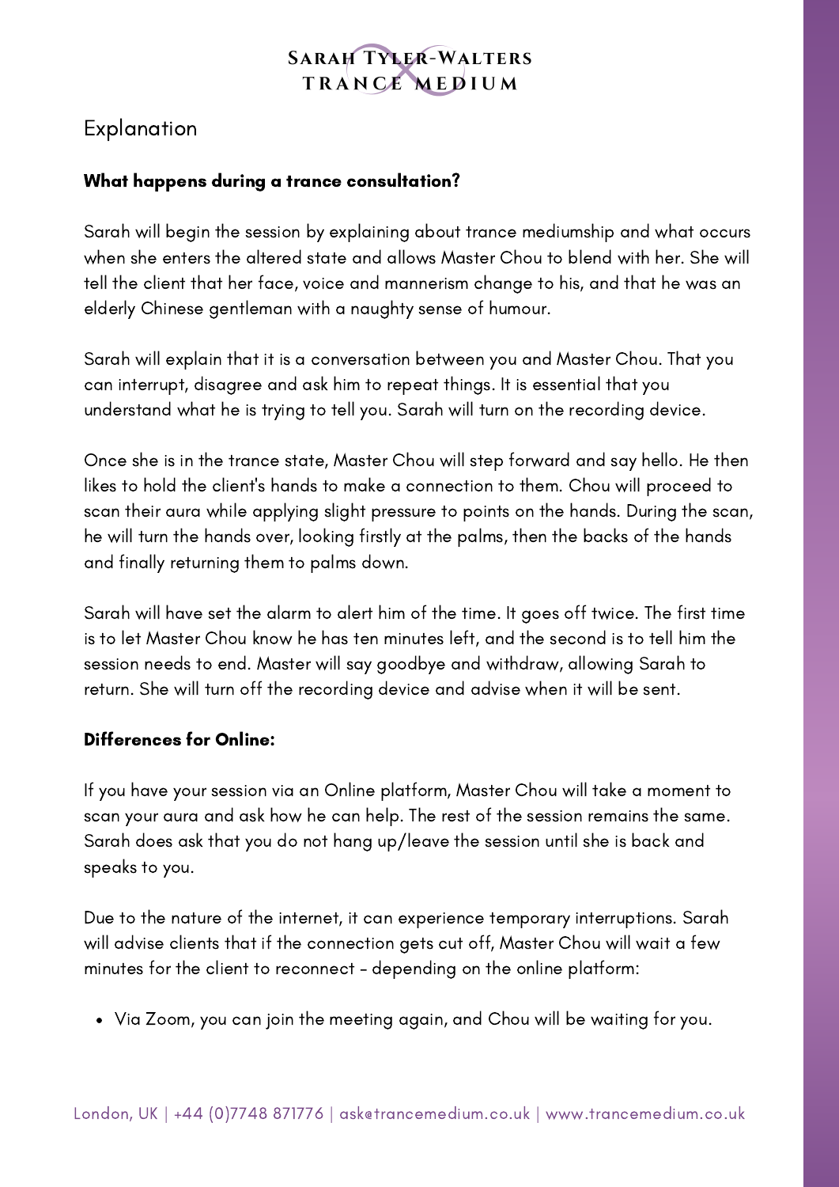## Explanation

**What happens during a trance consultation?**

Sarah will begin the session by explaining about trance mediumship and what occurs when she enters the altered state and allows Master Chou to blend with her. She will tell the client that her face, voice and mannerism change to his, and that he was an elderly Chinese gentleman with a naughty sense of humour.

Sarah will explain that it is a conversation between you and Master Chou. That you can interrupt, disagree and ask him to repeat things. It is essential that you understand what he is trying to tell you. Sarah will turn on the recording device.

Once she is in the trance state, Master Chou will step forward and say hello. He then likes to hold the client's hands to make a connection to them. Chou will proceed to scan their aura while applying slight pressure to points on the hands. During the scan, he will turn the hands over, looking firstly at the palms, then the backs of the hands and finally returning them to palms down.

Sarah will have set the alarm to alert him of the time. It goes off twice. The first time is to let Master Chou know he has ten minutes left, and the second is to tell him the session needs to end. Master will say goodbye and withdraw, allowing Sarah to return. She will turn off the recording device and advise when it will be sent.

**Differences for Online:**

If you have your session via an Online platform, Master Chou will take a moment to scan your aura and ask how he can help. The rest of the session remains the same. Sarah does ask that you do not hang up/leave the session until she is back and speaks to you.

Due to the nature of the internet, it can experience temporary interruptions. Sarah will advise clients that if the connection gets cut off, Master Chou will wait a few minutes for the client to reconnect - depending on the online platform:

- Via Zoom, you can join the meeting again, and Chou will be waiting for you.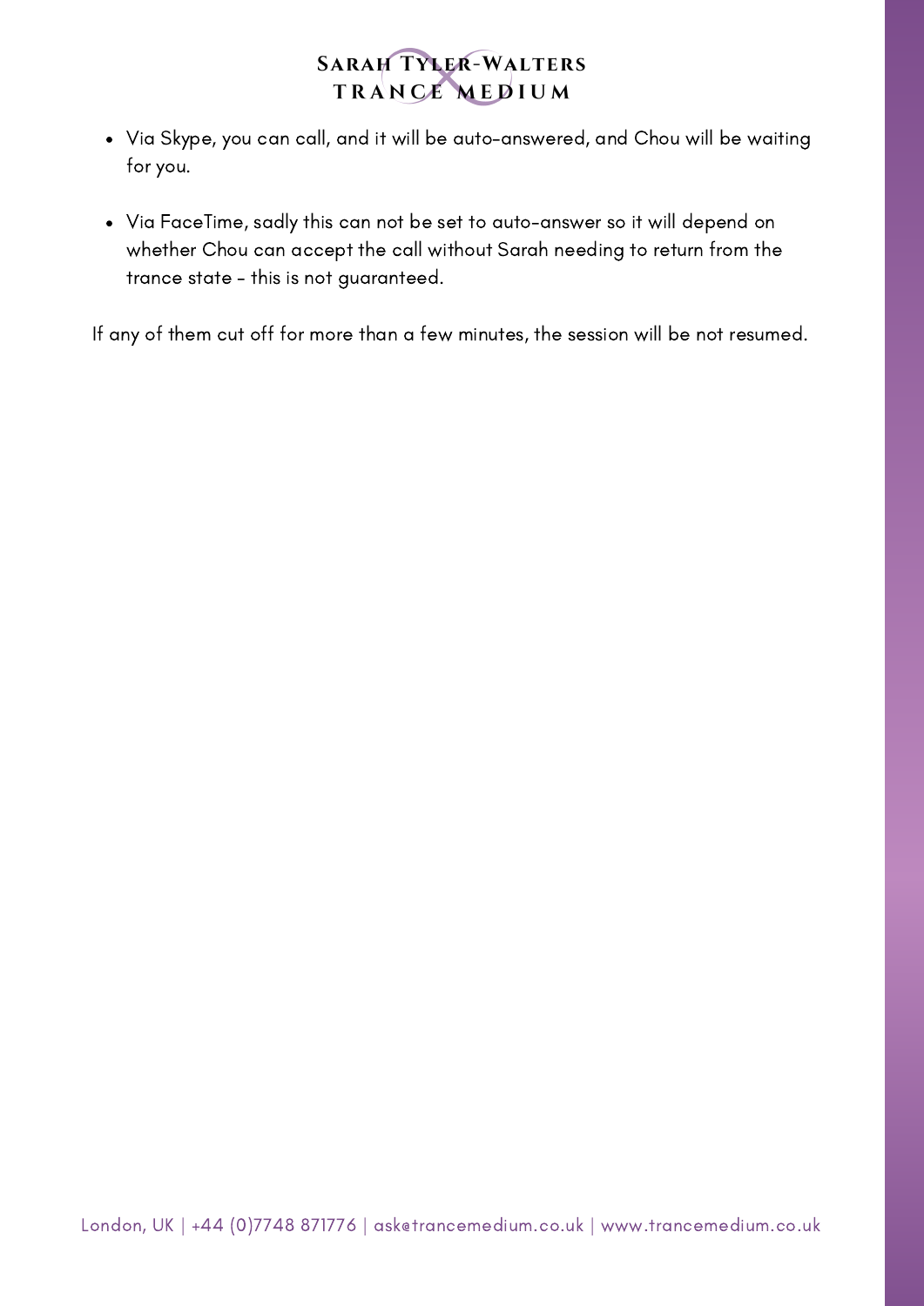- Via Skype, you can call, and it will be auto-answered, and Chou will be waiting for you.
- Via FaceTime, sadly this can not be set to auto-answer so it will depend on whether Chou can accept the call without Sarah needing to return from the trance state - this is not guaranteed.

If any of them cut off for more than a few minutes, the session will be not resumed.